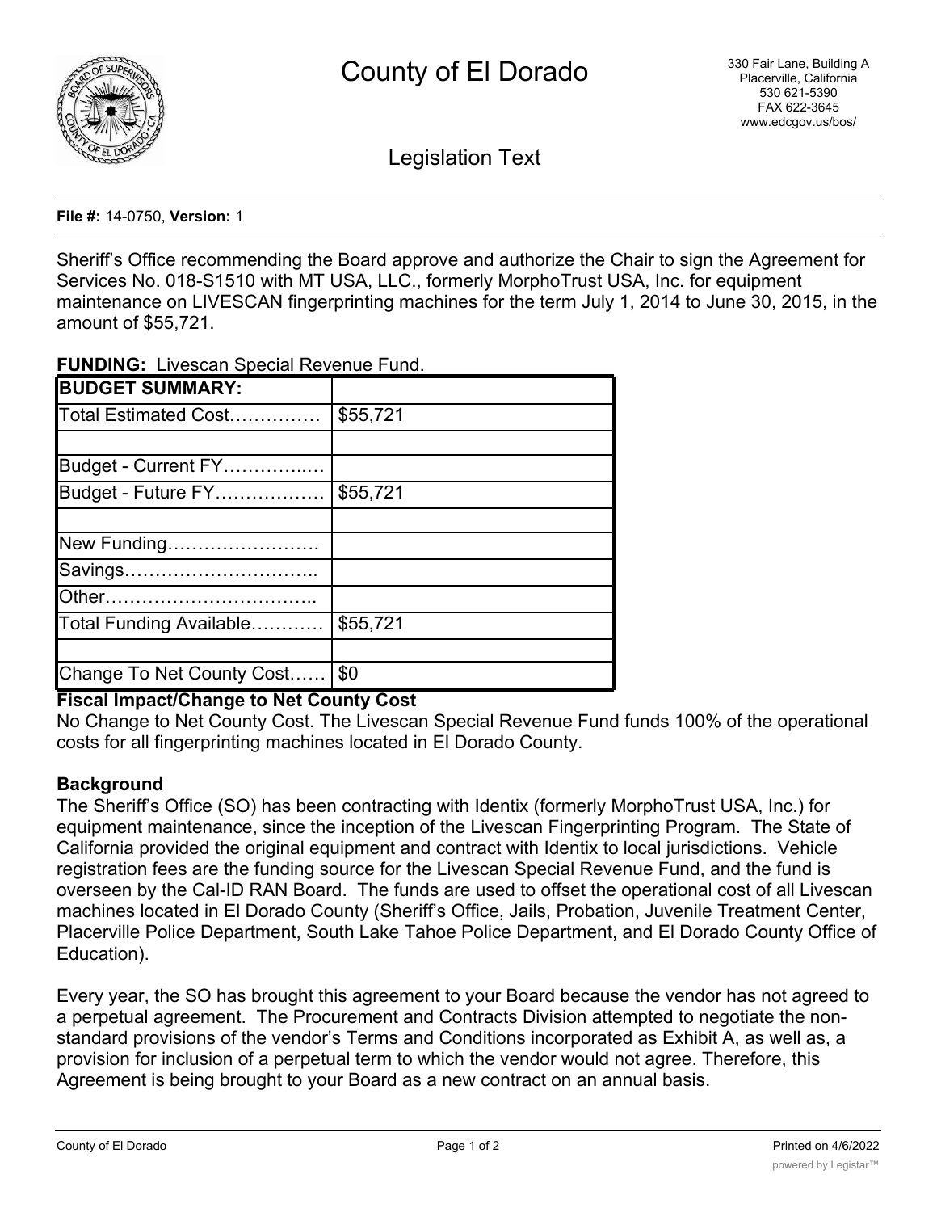# County of El Dorado

330 Fair Lane, Building A
Placerville, California
530 621-5390
FAX 622-3645
www.edcgov.us/bos/

## Legislation Text

**File #:** 14-0750, **Version:** 1

Sheriff's Office recommending the Board approve and authorize the Chair to sign the Agreement for Services No. 018-S1510 with MT USA, LLC., formerly MorphoTrust USA, Inc. for equipment maintenance on LIVESCAN fingerprinting machines for the term July 1, 2014 to June 30, 2015, in the amount of $55,721.

**FUNDING:** Livescan Special Revenue Fund.

| **BUDGET SUMMARY:** | |
|---|---|
| Total Estimated Cost…………… | $55,721 |
| | |
| Budget - Current FY…………..… | |
| Budget - Future FY……………… | $55,721 |
| | |
| New Funding…………………… | |
| Savings………………………….. | |
| Other…………………………….. | |
| Total Funding Available………… | $55,721 |
| | |
| Change To Net County Cost…… | $0 |

**Fiscal Impact/Change to Net County Cost**

No Change to Net County Cost. The Livescan Special Revenue Fund funds 100% of the operational costs for all fingerprinting machines located in El Dorado County.

**Background**

The Sheriff's Office (SO) has been contracting with Identix (formerly MorphoTrust USA, Inc.) for equipment maintenance, since the inception of the Livescan Fingerprinting Program. The State of California provided the original equipment and contract with Identix to local jurisdictions. Vehicle registration fees are the funding source for the Livescan Special Revenue Fund, and the fund is overseen by the Cal-ID RAN Board. The funds are used to offset the operational cost of all Livescan machines located in El Dorado County (Sheriff's Office, Jails, Probation, Juvenile Treatment Center, Placerville Police Department, South Lake Tahoe Police Department, and El Dorado County Office of Education).

Every year, the SO has brought this agreement to your Board because the vendor has not agreed to a perpetual agreement. The Procurement and Contracts Division attempted to negotiate the non-standard provisions of the vendor's Terms and Conditions incorporated as Exhibit A, as well as, a provision for inclusion of a perpetual term to which the vendor would not agree. Therefore, this Agreement is being brought to your Board as a new contract on an annual basis.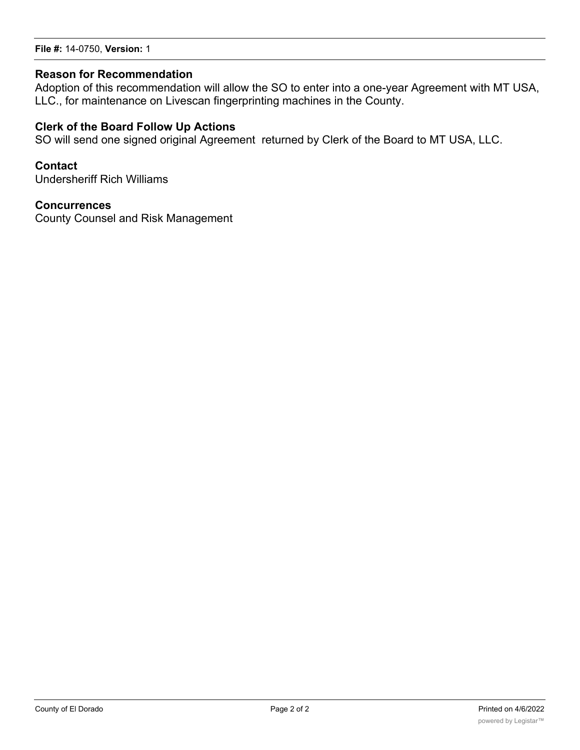## Reason for Recommendation

Adoption of this recommendation will allow the SO to enter into a one-year Agreement with MT USA, LLC., for maintenance on Livescan fingerprinting machines in the County.

## Clerk of the Board Follow Up Actions

SO will send one signed original Agreement returned by Clerk of the Board to MT USA, LLC.

## Contact

Undersheriff Rich Williams

## Concurrences

County Counsel and Risk Management